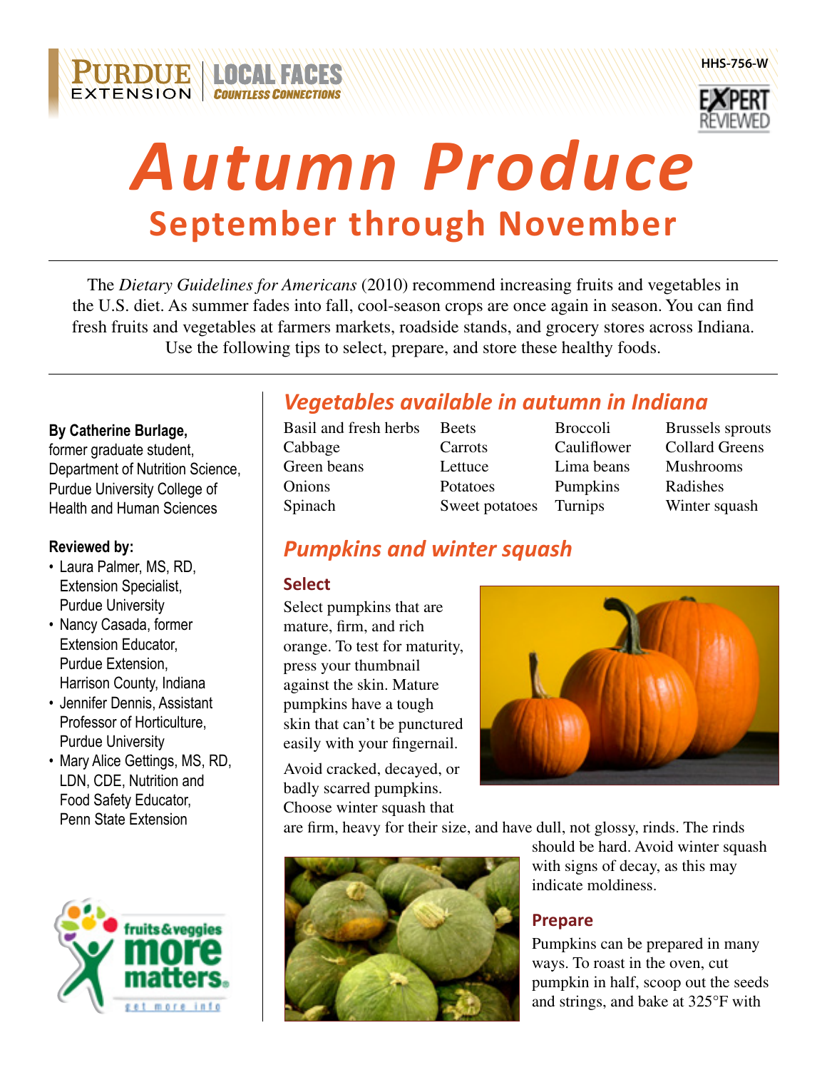HHS-756-W

# Autumn Produce

## September through November

The *Dietary Guidelines for Americans* (2010) recommend increasing fruits and vegetables in the U.S. diet. As summer fades into fall, cool-season crops are once again in season. You can find fresh fruits and vegetables at farmers markets, roadside stands, and grocery stores across Indiana. Use the following tips to select, prepare, and store these healthy foods.

**By Catherine Burlage,**
former graduate student, Department of Nutrition Science, Purdue University College of Health and Human Sciences

**Reviewed by:**

- Laura Palmer, MS, RD, Extension Specialist, Purdue University
- Nancy Casada, former Extension Educator, Purdue Extension, Harrison County, Indiana
- Jennifer Dennis, Assistant Professor of Horticulture, Purdue University
- Mary Alice Gettings, MS, RD, LDN, CDE, Nutrition and Food Safety Educator, Penn State Extension

## Vegetables available in autumn in Indiana

| | | | |
|---|---|---|---|
| Basil and fresh herbs | Beets | Broccoli | Brussels sprouts |
| Cabbage | Carrots | Cauliflower | Collard Greens |
| Green beans | Lettuce | Lima beans | Mushrooms |
| Onions | Potatoes | Pumpkins | Radishes |
| Spinach | Sweet potatoes | Turnips | Winter squash |

## Pumpkins and winter squash

### Select

Select pumpkins that are mature, firm, and rich orange. To test for maturity, press your thumbnail against the skin. Mature pumpkins have a tough skin that can't be punctured easily with your fingernail.

Avoid cracked, decayed, or badly scarred pumpkins. Choose winter squash that are firm, heavy for their size, and have dull, not glossy, rinds. The rinds should be hard. Avoid winter squash with signs of decay, as this may indicate moldiness.

### Prepare

Pumpkins can be prepared in many ways. To roast in the oven, cut pumpkin in half, scoop out the seeds and strings, and bake at 325°F with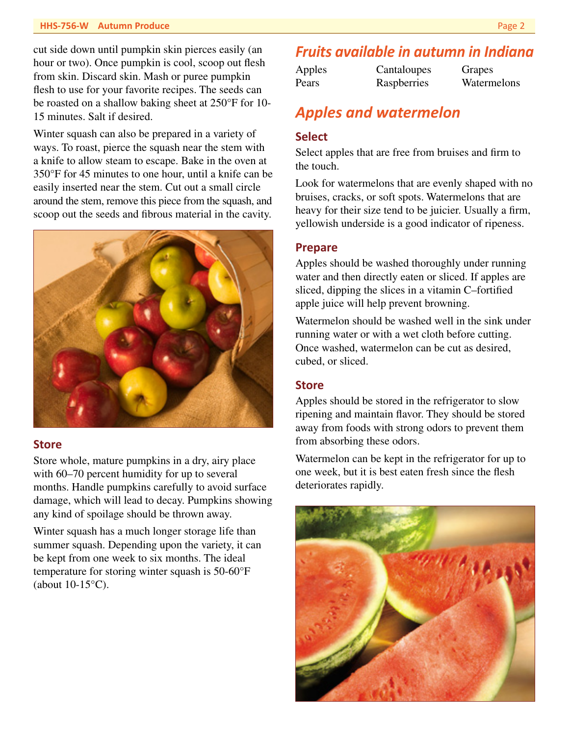cut side down until pumpkin skin pierces easily (an hour or two). Once pumpkin is cool, scoop out flesh from skin. Discard skin. Mash or puree pumpkin flesh to use for your favorite recipes. The seeds can be roasted on a shallow baking sheet at 250°F for 10-15 minutes. Salt if desired.

Winter squash can also be prepared in a variety of ways. To roast, pierce the squash near the stem with a knife to allow steam to escape. Bake in the oven at 350°F for 45 minutes to one hour, until a knife can be easily inserted near the stem. Cut out a small circle around the stem, remove this piece from the squash, and scoop out the seeds and fibrous material in the cavity.

### Store

Store whole, mature pumpkins in a dry, airy place with 60–70 percent humidity for up to several months. Handle pumpkins carefully to avoid surface damage, which will lead to decay. Pumpkins showing any kind of spoilage should be thrown away.

Winter squash has a much longer storage life than summer squash. Depending upon the variety, it can be kept from one week to six months. The ideal temperature for storing winter squash is 50-60°F (about 10-15°C).

## Fruits available in autumn in Indiana

| | | |
|---|---|---|
| Apples | Cantaloupes | Grapes |
| Pears | Raspberries | Watermelons |

## Apples and watermelon

### Select

Select apples that are free from bruises and firm to the touch.

Look for watermelons that are evenly shaped with no bruises, cracks, or soft spots. Watermelons that are heavy for their size tend to be juicier. Usually a firm, yellowish underside is a good indicator of ripeness.

### Prepare

Apples should be washed thoroughly under running water and then directly eaten or sliced. If apples are sliced, dipping the slices in a vitamin C–fortified apple juice will help prevent browning.

Watermelon should be washed well in the sink under running water or with a wet cloth before cutting. Once washed, watermelon can be cut as desired, cubed, or sliced.

### Store

Apples should be stored in the refrigerator to slow ripening and maintain flavor. They should be stored away from foods with strong odors to prevent them from absorbing these odors.

Watermelon can be kept in the refrigerator for up to one week, but it is best eaten fresh since the flesh deteriorates rapidly.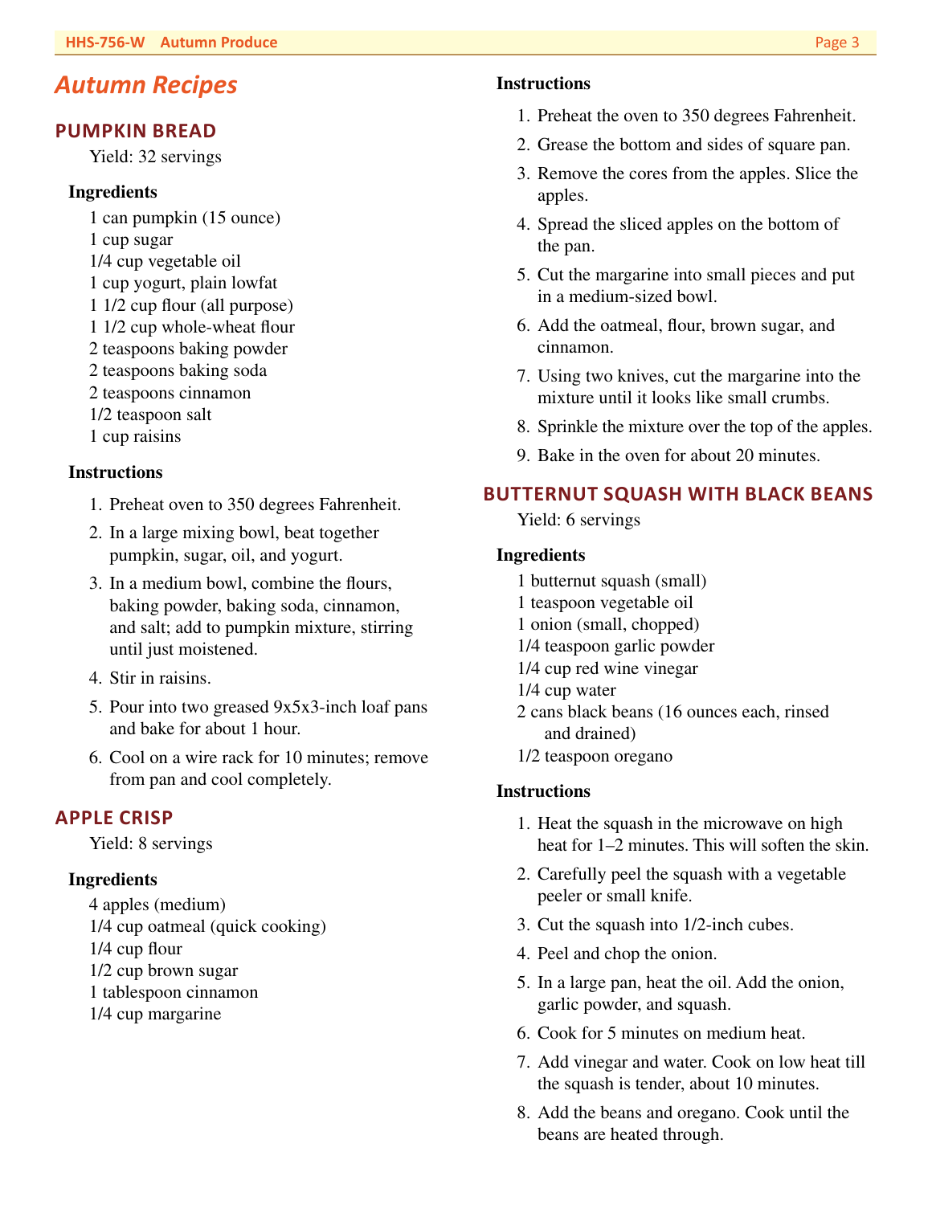# Autumn Recipes

## PUMPKIN BREAD

Yield: 32 servings

### Ingredients

- 1 can pumpkin (15 ounce)
- 1 cup sugar
- 1/4 cup vegetable oil
- 1 cup yogurt, plain lowfat
- 1 1/2 cup flour (all purpose)
- 1 1/2 cup whole-wheat flour
- 2 teaspoons baking powder
- 2 teaspoons baking soda
- 2 teaspoons cinnamon
- 1/2 teaspoon salt
- 1 cup raisins

### Instructions

1. Preheat oven to 350 degrees Fahrenheit.
2. In a large mixing bowl, beat together pumpkin, sugar, oil, and yogurt.
3. In a medium bowl, combine the flours, baking powder, baking soda, cinnamon, and salt; add to pumpkin mixture, stirring until just moistened.
4. Stir in raisins.
5. Pour into two greased 9x5x3-inch loaf pans and bake for about 1 hour.
6. Cool on a wire rack for 10 minutes; remove from pan and cool completely.

## APPLE CRISP

Yield: 8 servings

### Ingredients

- 4 apples (medium)
- 1/4 cup oatmeal (quick cooking)
- 1/4 cup flour
- 1/2 cup brown sugar
- 1 tablespoon cinnamon
- 1/4 cup margarine

### Instructions

1. Preheat the oven to 350 degrees Fahrenheit.
2. Grease the bottom and sides of square pan.
3. Remove the cores from the apples. Slice the apples.
4. Spread the sliced apples on the bottom of the pan.
5. Cut the margarine into small pieces and put in a medium-sized bowl.
6. Add the oatmeal, flour, brown sugar, and cinnamon.
7. Using two knives, cut the margarine into the mixture until it looks like small crumbs.
8. Sprinkle the mixture over the top of the apples.
9. Bake in the oven for about 20 minutes.

## BUTTERNUT SQUASH WITH BLACK BEANS

Yield: 6 servings

### Ingredients

- 1 butternut squash (small)
- 1 teaspoon vegetable oil
- 1 onion (small, chopped)
- 1/4 teaspoon garlic powder
- 1/4 cup red wine vinegar
- 1/4 cup water
- 2 cans black beans (16 ounces each, rinsed and drained)
- 1/2 teaspoon oregano

### Instructions

1. Heat the squash in the microwave on high heat for 1–2 minutes. This will soften the skin.
2. Carefully peel the squash with a vegetable peeler or small knife.
3. Cut the squash into 1/2-inch cubes.
4. Peel and chop the onion.
5. In a large pan, heat the oil. Add the onion, garlic powder, and squash.
6. Cook for 5 minutes on medium heat.
7. Add vinegar and water. Cook on low heat till the squash is tender, about 10 minutes.
8. Add the beans and oregano. Cook until the beans are heated through.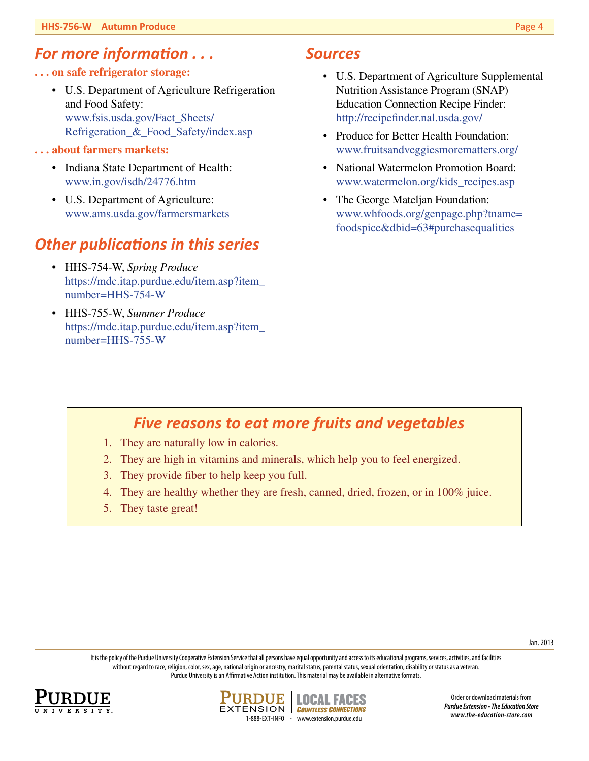## For more information . . .

**. . . on safe refrigerator storage:**

- U.S. Department of Agriculture Refrigeration and Food Safety: www.fsis.usda.gov/Fact_Sheets/Refrigeration_&_Food_Safety/index.asp

**. . . about farmers markets:**

- Indiana State Department of Health: www.in.gov/isdh/24776.htm
- U.S. Department of Agriculture: www.ams.usda.gov/farmersmarkets

## Other publications in this series

- HHS-754-W, *Spring Produce* https://mdc.itap.purdue.edu/item.asp?item_number=HHS-754-W
- HHS-755-W, *Summer Produce* https://mdc.itap.purdue.edu/item.asp?item_number=HHS-755-W

## Sources

- U.S. Department of Agriculture Supplemental Nutrition Assistance Program (SNAP) Education Connection Recipe Finder: http://recipefinder.nal.usda.gov/
- Produce for Better Health Foundation: www.fruitsandveggiesmorematters.org/
- National Watermelon Promotion Board: www.watermelon.org/kids_recipes.asp
- The George Mateljan Foundation: www.whfoods.org/genpage.php?tname=foodspice&dbid=63#purchasequalities

## Five reasons to eat more fruits and vegetables

1. They are naturally low in calories.
2. They are high in vitamins and minerals, which help you to feel energized.
3. They provide fiber to help keep you full.
4. They are healthy whether they are fresh, canned, dried, frozen, or in 100% juice.
5. They taste great!

Jan. 2013

It is the policy of the Purdue University Cooperative Extension Service that all persons have equal opportunity and access to its educational programs, services, activities, and facilities without regard to race, religion, color, sex, age, national origin or ancestry, marital status, parental status, sexual orientation, disability or status as a veteran. Purdue University is an Affirmative Action institution. This material may be available in alternative formats.

Purdue University

Purdue Extension | Local Faces Countless Connections
1-888-EXT-INFO • www.extension.purdue.edu

Order or download materials from
*Purdue Extension • The Education Store*
*www.the-education-store.com*